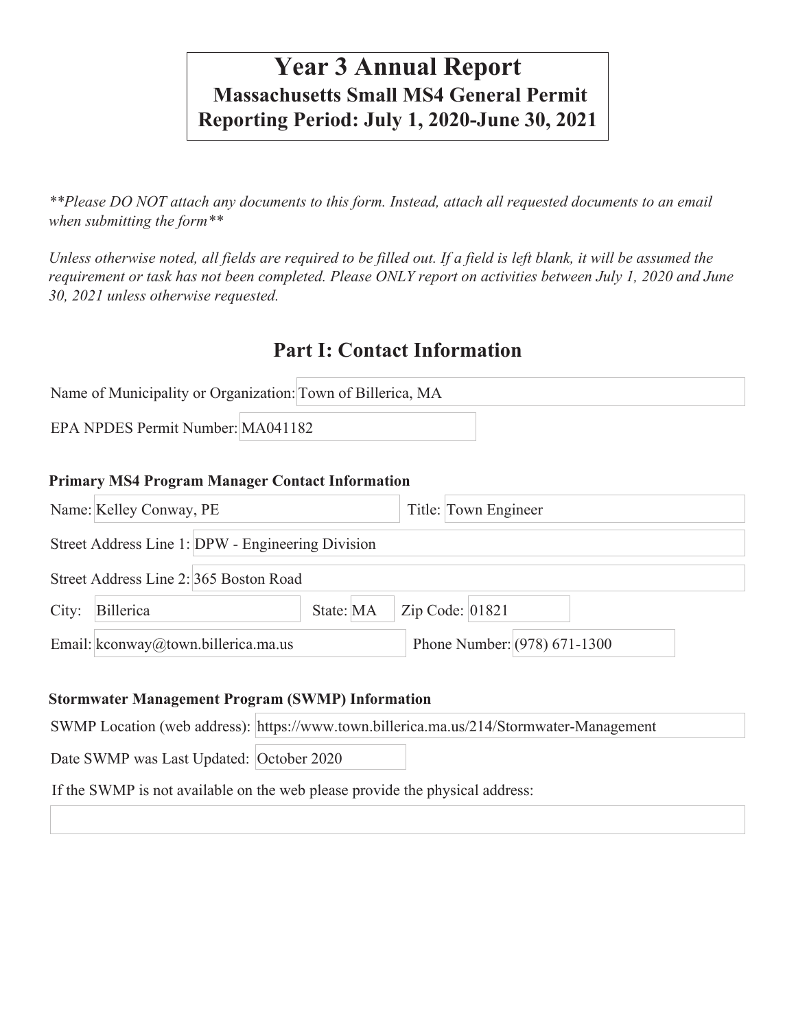# Year 3 Annual Report

**Massachusetts Small MS4 General Permit**

**Reporting Period: July 1, 2020-June 30, 2021**

*\*\*Please DO NOT attach any documents to this form. Instead, attach all requested documents to an email when submitting the form\*\**

*Unless otherwise noted, all fields are required to be filled out. If a field is left blank, it will be assumed the requirement or task has not been completed. Please ONLY report on activities between July 1, 2020 and June 30, 2021 unless otherwise requested.*

## Part I: Contact Information

Name of Municipality or Organization: Town of Billerica, MA

EPA NPDES Permit Number: MA041182

### Primary MS4 Program Manager Contact Information

Name: Kelley Conway, PE

Title: Town Engineer

Street Address Line 1: DPW - Engineering Division

Street Address Line 2: 365 Boston Road

City: Billerica

State: MA

Zip Code: 01821

Email: kconway@town.billerica.ma.us

Phone Number: (978) 671-1300

### Stormwater Management Program (SWMP) Information

SWMP Location (web address): https://www.town.billerica.ma.us/214/Stormwater-Management

Date SWMP was Last Updated: October 2020

If the SWMP is not available on the web please provide the physical address: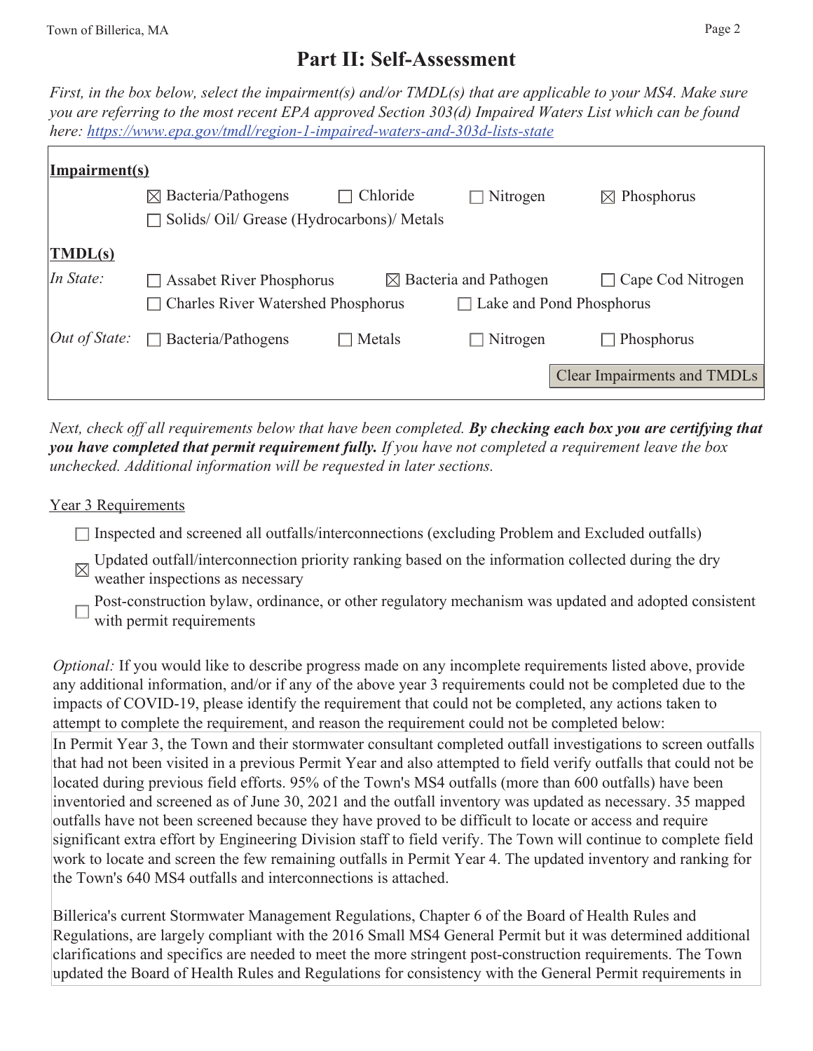# Part II: Self-Assessment

*First, in the box below, select the impairment(s) and/or TMDL(s) that are applicable to your MS4. Make sure you are referring to the most recent EPA approved Section 303(d) Impaired Waters List which can be found here: https://www.epa.gov/tmdl/region-1-impaired-waters-and-303d-lists-state*

**Impairment(s)**

- ☒ Bacteria/Pathogens
- ☐ Chloride
- ☐ Nitrogen
- ☒ Phosphorus
- ☐ Solids/ Oil/ Grease (Hydrocarbons)/ Metals

**TMDL(s)**

*In State:*

- ☐ Assabet River Phosphorus
- ☒ Bacteria and Pathogen
- ☐ Cape Cod Nitrogen
- ☐ Charles River Watershed Phosphorus
- ☐ Lake and Pond Phosphorus

*Out of State:*

- ☐ Bacteria/Pathogens
- ☐ Metals
- ☐ Nitrogen
- ☐ Phosphorus

Clear Impairments and TMDLs

*Next, check off all requirements below that have been completed.* ***By checking each box you are certifying that you have completed that permit requirement fully.*** *If you have not completed a requirement leave the box unchecked. Additional information will be requested in later sections.*

Year 3 Requirements

- ☐ Inspected and screened all outfalls/interconnections (excluding Problem and Excluded outfalls)
- ☒ Updated outfall/interconnection priority ranking based on the information collected during the dry weather inspections as necessary
- ☐ Post-construction bylaw, ordinance, or other regulatory mechanism was updated and adopted consistent with permit requirements

*Optional:* If you would like to describe progress made on any incomplete requirements listed above, provide any additional information, and/or if any of the above year 3 requirements could not be completed due to the impacts of COVID-19, please identify the requirement that could not be completed, any actions taken to attempt to complete the requirement, and reason the requirement could not be completed below:

In Permit Year 3, the Town and their stormwater consultant completed outfall investigations to screen outfalls that had not been visited in a previous Permit Year and also attempted to field verify outfalls that could not be located during previous field efforts. 95% of the Town's MS4 outfalls (more than 600 outfalls) have been inventoried and screened as of June 30, 2021 and the outfall inventory was updated as necessary. 35 mapped outfalls have not been screened because they have proved to be difficult to locate or access and require significant extra effort by Engineering Division staff to field verify. The Town will continue to complete field work to locate and screen the few remaining outfalls in Permit Year 4. The updated inventory and ranking for the Town's 640 MS4 outfalls and interconnections is attached.

Billerica's current Stormwater Management Regulations, Chapter 6 of the Board of Health Rules and Regulations, are largely compliant with the 2016 Small MS4 General Permit but it was determined additional clarifications and specifics are needed to meet the more stringent post-construction requirements. The Town updated the Board of Health Rules and Regulations for consistency with the General Permit requirements in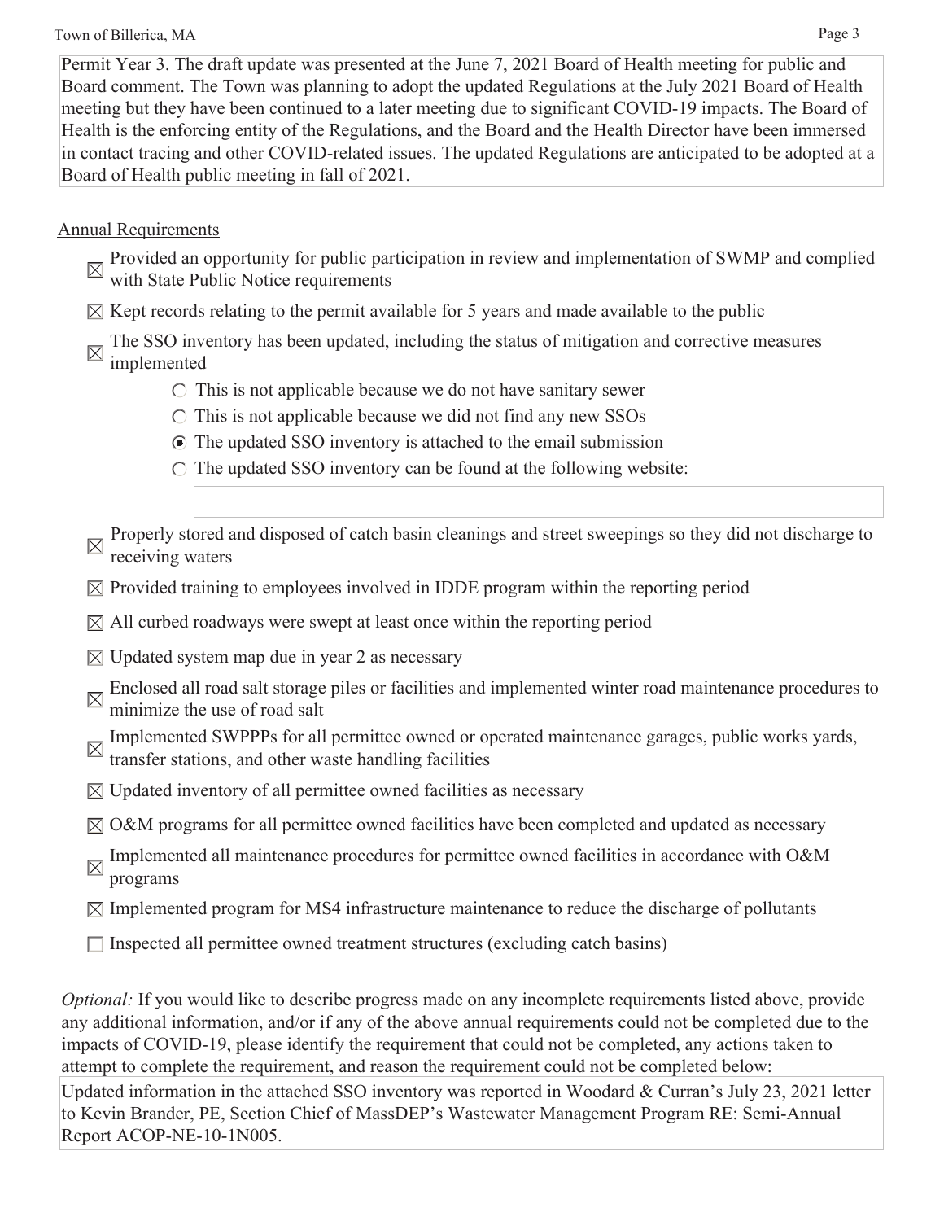Permit Year 3. The draft update was presented at the June 7, 2021 Board of Health meeting for public and Board comment. The Town was planning to adopt the updated Regulations at the July 2021 Board of Health meeting but they have been continued to a later meeting due to significant COVID-19 impacts. The Board of Health is the enforcing entity of the Regulations, and the Board and the Health Director have been immersed in contact tracing and other COVID-related issues. The updated Regulations are anticipated to be adopted at a Board of Health public meeting in fall of 2021.

Annual Requirements

- ☒ Provided an opportunity for public participation in review and implementation of SWMP and complied with State Public Notice requirements
- ☒ Kept records relating to the permit available for 5 years and made available to the public
- ☒ The SSO inventory has been updated, including the status of mitigation and corrective measures implemented
  - ○ This is not applicable because we do not have sanitary sewer
  - ○ This is not applicable because we did not find any new SSOs
  - ◉ The updated SSO inventory is attached to the email submission
  - ○ The updated SSO inventory can be found at the following website:
- ☒ Properly stored and disposed of catch basin cleanings and street sweepings so they did not discharge to receiving waters
- ☒ Provided training to employees involved in IDDE program within the reporting period
- ☒ All curbed roadways were swept at least once within the reporting period
- ☒ Updated system map due in year 2 as necessary
- ☒ Enclosed all road salt storage piles or facilities and implemented winter road maintenance procedures to minimize the use of road salt
- ☒ Implemented SWPPPs for all permittee owned or operated maintenance garages, public works yards, transfer stations, and other waste handling facilities
- ☒ Updated inventory of all permittee owned facilities as necessary
- ☒ O&M programs for all permittee owned facilities have been completed and updated as necessary
- ☒ Implemented all maintenance procedures for permittee owned facilities in accordance with O&M programs
- ☒ Implemented program for MS4 infrastructure maintenance to reduce the discharge of pollutants
- ☐ Inspected all permittee owned treatment structures (excluding catch basins)

*Optional:* If you would like to describe progress made on any incomplete requirements listed above, provide any additional information, and/or if any of the above annual requirements could not be completed due to the impacts of COVID-19, please identify the requirement that could not be completed, any actions taken to attempt to complete the requirement, and reason the requirement could not be completed below:

Updated information in the attached SSO inventory was reported in Woodard & Curran's July 23, 2021 letter to Kevin Brander, PE, Section Chief of MassDEP's Wastewater Management Program RE: Semi-Annual Report ACOP-NE-10-1N005.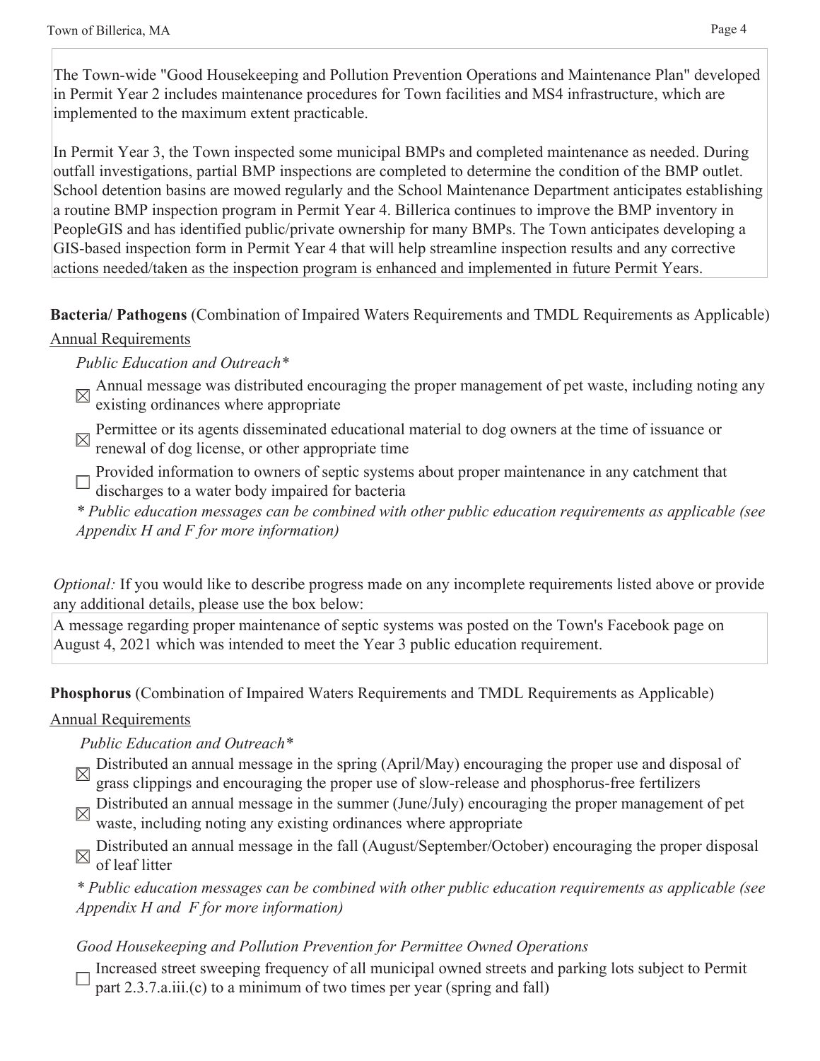The Town-wide "Good Housekeeping and Pollution Prevention Operations and Maintenance Plan" developed in Permit Year 2 includes maintenance procedures for Town facilities and MS4 infrastructure, which are implemented to the maximum extent practicable.

In Permit Year 3, the Town inspected some municipal BMPs and completed maintenance as needed. During outfall investigations, partial BMP inspections are completed to determine the condition of the BMP outlet. School detention basins are mowed regularly and the School Maintenance Department anticipates establishing a routine BMP inspection program in Permit Year 4. Billerica continues to improve the BMP inventory in PeopleGIS and has identified public/private ownership for many BMPs. The Town anticipates developing a GIS-based inspection form in Permit Year 4 that will help streamline inspection results and any corrective actions needed/taken as the inspection program is enhanced and implemented in future Permit Years.

**Bacteria/ Pathogens** (Combination of Impaired Waters Requirements and TMDL Requirements as Applicable)

Annual Requirements

*Public Education and Outreach**

- ☒ Annual message was distributed encouraging the proper management of pet waste, including noting any existing ordinances where appropriate
- ☒ Permittee or its agents disseminated educational material to dog owners at the time of issuance or renewal of dog license, or other appropriate time
- ☐ Provided information to owners of septic systems about proper maintenance in any catchment that discharges to a water body impaired for bacteria

*\* Public education messages can be combined with other public education requirements as applicable (see Appendix H and F for more information)*

*Optional:* If you would like to describe progress made on any incomplete requirements listed above or provide any additional details, please use the box below:

A message regarding proper maintenance of septic systems was posted on the Town's Facebook page on August 4, 2021 which was intended to meet the Year 3 public education requirement.

**Phosphorus** (Combination of Impaired Waters Requirements and TMDL Requirements as Applicable)

Annual Requirements

*Public Education and Outreach**

- ☒ Distributed an annual message in the spring (April/May) encouraging the proper use and disposal of grass clippings and encouraging the proper use of slow-release and phosphorus-free fertilizers
- ☒ Distributed an annual message in the summer (June/July) encouraging the proper management of pet waste, including noting any existing ordinances where appropriate
- ☒ Distributed an annual message in the fall (August/September/October) encouraging the proper disposal of leaf litter

*\* Public education messages can be combined with other public education requirements as applicable (see Appendix H and F for more information)*

*Good Housekeeping and Pollution Prevention for Permittee Owned Operations*

- ☐ Increased street sweeping frequency of all municipal owned streets and parking lots subject to Permit part 2.3.7.a.iii.(c) to a minimum of two times per year (spring and fall)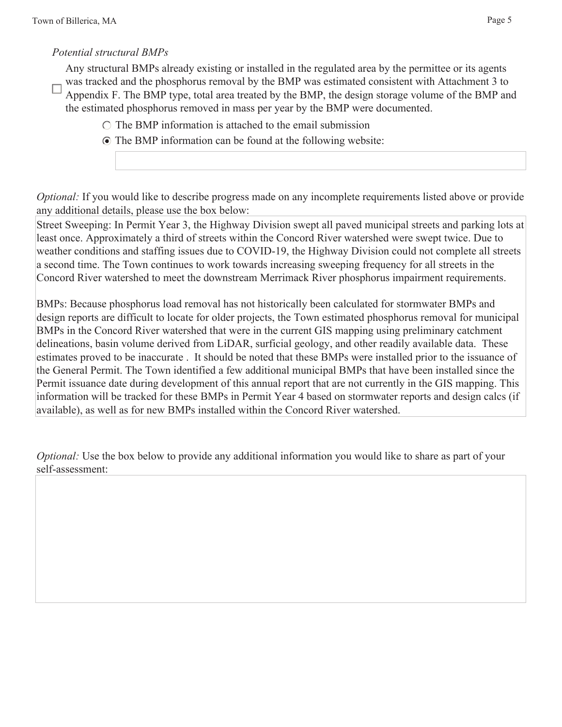*Potential structural BMPs*

☐ Any structural BMPs already existing or installed in the regulated area by the permittee or its agents was tracked and the phosphorus removal by the BMP was estimated consistent with Attachment 3 to Appendix F. The BMP type, total area treated by the BMP, the design storage volume of the BMP and the estimated phosphorus removed in mass per year by the BMP were documented.

- ○ The BMP information is attached to the email submission
- ◉ The BMP information can be found at the following website:

*Optional:* If you would like to describe progress made on any incomplete requirements listed above or provide any additional details, please use the box below:

Street Sweeping: In Permit Year 3, the Highway Division swept all paved municipal streets and parking lots at least once. Approximately a third of streets within the Concord River watershed were swept twice. Due to weather conditions and staffing issues due to COVID-19, the Highway Division could not complete all streets a second time. The Town continues to work towards increasing sweeping frequency for all streets in the Concord River watershed to meet the downstream Merrimack River phosphorus impairment requirements.

BMPs: Because phosphorus load removal has not historically been calculated for stormwater BMPs and design reports are difficult to locate for older projects, the Town estimated phosphorus removal for municipal BMPs in the Concord River watershed that were in the current GIS mapping using preliminary catchment delineations, basin volume derived from LiDAR, surficial geology, and other readily available data. These estimates proved to be inaccurate . It should be noted that these BMPs were installed prior to the issuance of the General Permit. The Town identified a few additional municipal BMPs that have been installed since the Permit issuance date during development of this annual report that are not currently in the GIS mapping. This information will be tracked for these BMPs in Permit Year 4 based on stormwater reports and design calcs (if available), as well as for new BMPs installed within the Concord River watershed.

*Optional:* Use the box below to provide any additional information you would like to share as part of your self-assessment: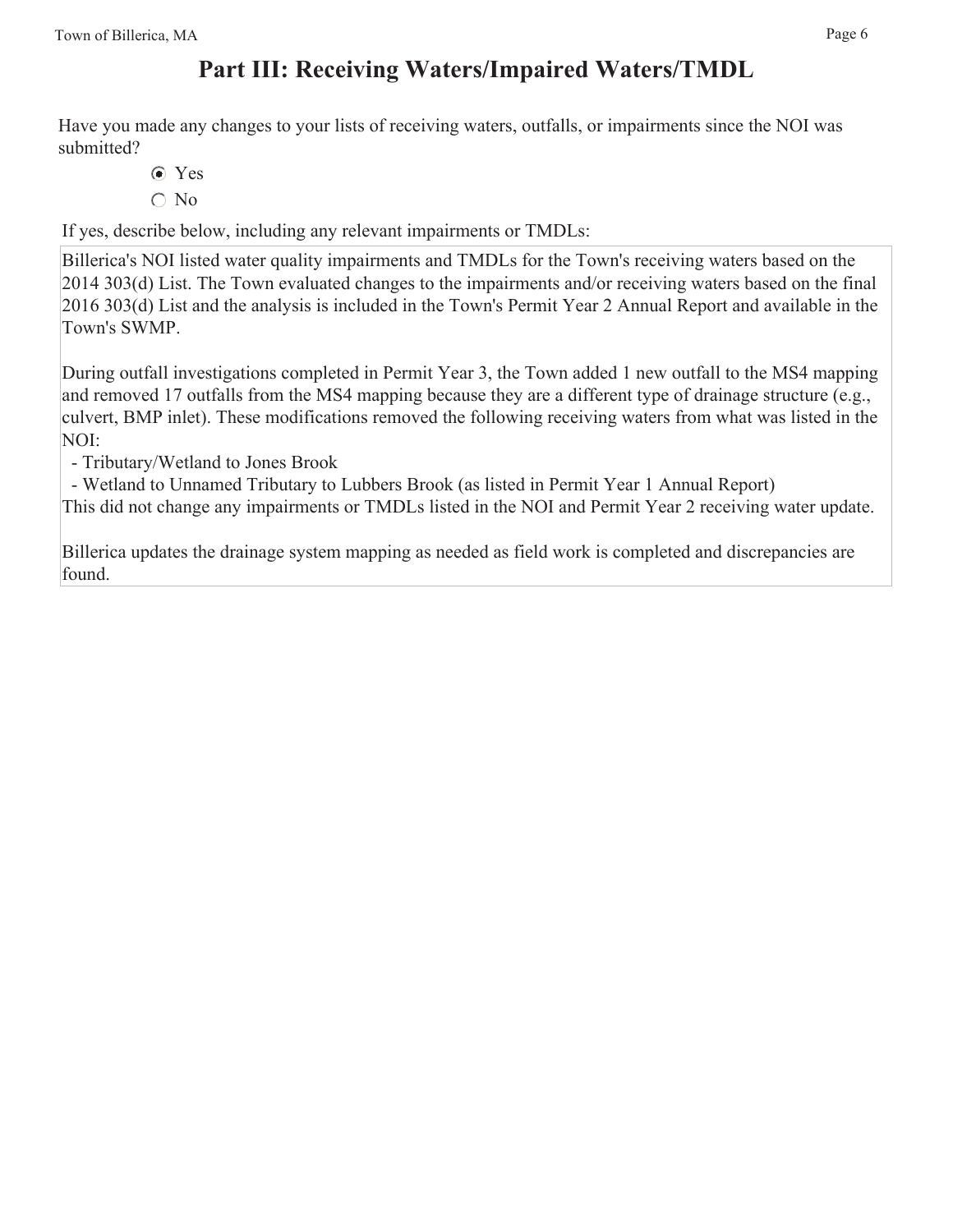# Part III: Receiving Waters/Impaired Waters/TMDL

Have you made any changes to your lists of receiving waters, outfalls, or impairments since the NOI was submitted?

- [x] Yes
- [ ] No

If yes, describe below, including any relevant impairments or TMDLs:

Billerica's NOI listed water quality impairments and TMDLs for the Town's receiving waters based on the 2014 303(d) List. The Town evaluated changes to the impairments and/or receiving waters based on the final 2016 303(d) List and the analysis is included in the Town's Permit Year 2 Annual Report and available in the Town's SWMP.

During outfall investigations completed in Permit Year 3, the Town added 1 new outfall to the MS4 mapping and removed 17 outfalls from the MS4 mapping because they are a different type of drainage structure (e.g., culvert, BMP inlet). These modifications removed the following receiving waters from what was listed in the NOI:

- Tributary/Wetland to Jones Brook
- Wetland to Unnamed Tributary to Lubbers Brook (as listed in Permit Year 1 Annual Report)

This did not change any impairments or TMDLs listed in the NOI and Permit Year 2 receiving water update.

Billerica updates the drainage system mapping as needed as field work is completed and discrepancies are found.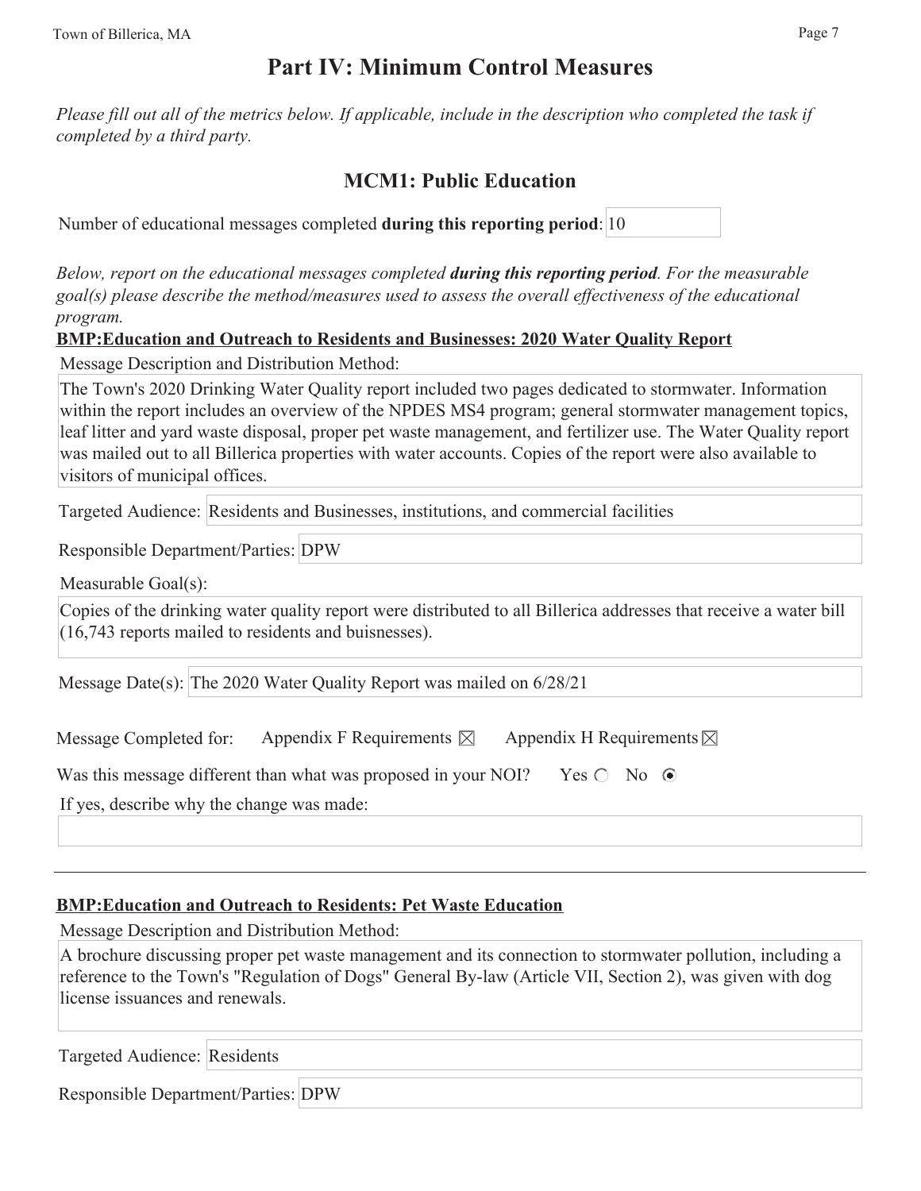# Part IV: Minimum Control Measures

*Please fill out all of the metrics below. If applicable, include in the description who completed the task if completed by a third party.*

## MCM1: Public Education

Number of educational messages completed **during this reporting period**: 10

*Below, report on the educational messages completed **during this reporting period**. For the measurable goal(s) please describe the method/measures used to assess the overall effectiveness of the educational program.*

**BMP:Education and Outreach to Residents and Businesses: 2020 Water Quality Report**

Message Description and Distribution Method:

The Town's 2020 Drinking Water Quality report included two pages dedicated to stormwater. Information within the report includes an overview of the NPDES MS4 program; general stormwater management topics, leaf litter and yard waste disposal, proper pet waste management, and fertilizer use. The Water Quality report was mailed out to all Billerica properties with water accounts. Copies of the report were also available to visitors of municipal offices.

Targeted Audience: Residents and Businesses, institutions, and commercial facilities

Responsible Department/Parties: DPW

Measurable Goal(s):

Copies of the drinking water quality report were distributed to all Billerica addresses that receive a water bill (16,743 reports mailed to residents and buisnesses).

Message Date(s): The 2020 Water Quality Report was mailed on 6/28/21

Message Completed for: Appendix F Requirements ☒ Appendix H Requirements ☒

Was this message different than what was proposed in your NOI? Yes ○ No ◉

If yes, describe why the change was made:

---

**BMP:Education and Outreach to Residents: Pet Waste Education**

Message Description and Distribution Method:

A brochure discussing proper pet waste management and its connection to stormwater pollution, including a reference to the Town's "Regulation of Dogs" General By-law (Article VII, Section 2), was given with dog license issuances and renewals.

Targeted Audience: Residents

Responsible Department/Parties: DPW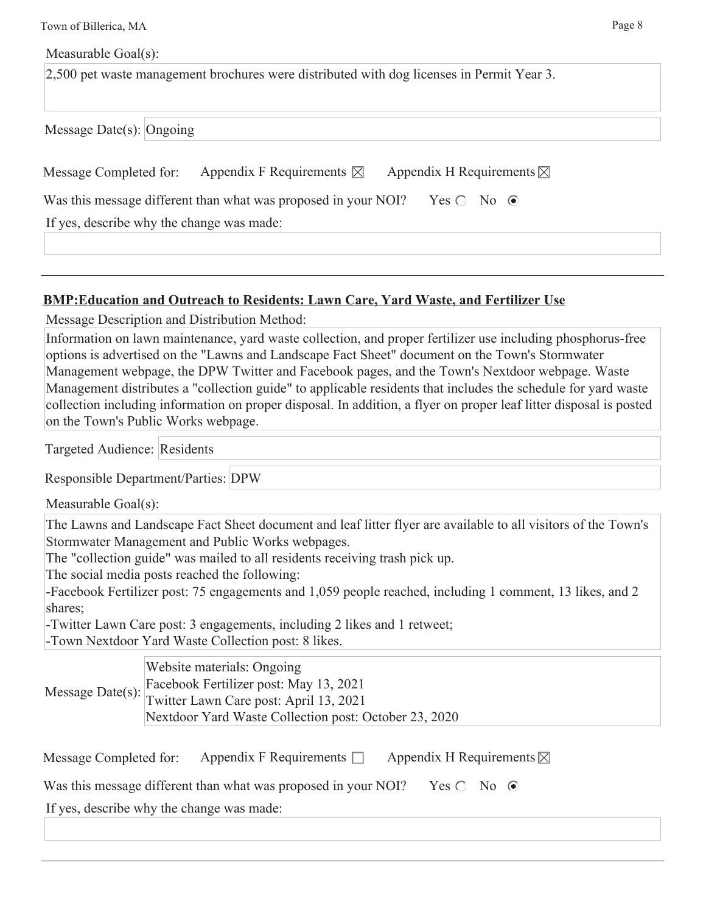Measurable Goal(s):

2,500 pet waste management brochures were distributed with dog licenses in Permit Year 3.

Message Date(s): Ongoing

Message Completed for: Appendix F Requirements ☒ Appendix H Requirements ☒

Was this message different than what was proposed in your NOI? Yes ○ No ◉

If yes, describe why the change was made:

---

**BMP:Education and Outreach to Residents: Lawn Care, Yard Waste, and Fertilizer Use**

Message Description and Distribution Method:

Information on lawn maintenance, yard waste collection, and proper fertilizer use including phosphorus-free options is advertised on the "Lawns and Landscape Fact Sheet" document on the Town's Stormwater Management webpage, the DPW Twitter and Facebook pages, and the Town's Nextdoor webpage. Waste Management distributes a "collection guide" to applicable residents that includes the schedule for yard waste collection including information on proper disposal. In addition, a flyer on proper leaf litter disposal is posted on the Town's Public Works webpage.

Targeted Audience: Residents

Responsible Department/Parties: DPW

Measurable Goal(s):

The Lawns and Landscape Fact Sheet document and leaf litter flyer are available to all visitors of the Town's Stormwater Management and Public Works webpages.
The "collection guide" was mailed to all residents receiving trash pick up.
The social media posts reached the following:
-Facebook Fertilizer post: 75 engagements and 1,059 people reached, including 1 comment, 13 likes, and 2 shares;
-Twitter Lawn Care post: 3 engagements, including 2 likes and 1 retweet;
-Town Nextdoor Yard Waste Collection post: 8 likes.

Message Date(s):
Website materials: Ongoing
Facebook Fertilizer post: May 13, 2021
Twitter Lawn Care post: April 13, 2021
Nextdoor Yard Waste Collection post: October 23, 2020

Message Completed for: Appendix F Requirements ☐ Appendix H Requirements ☒

Was this message different than what was proposed in your NOI? Yes ○ No ◉

If yes, describe why the change was made:

---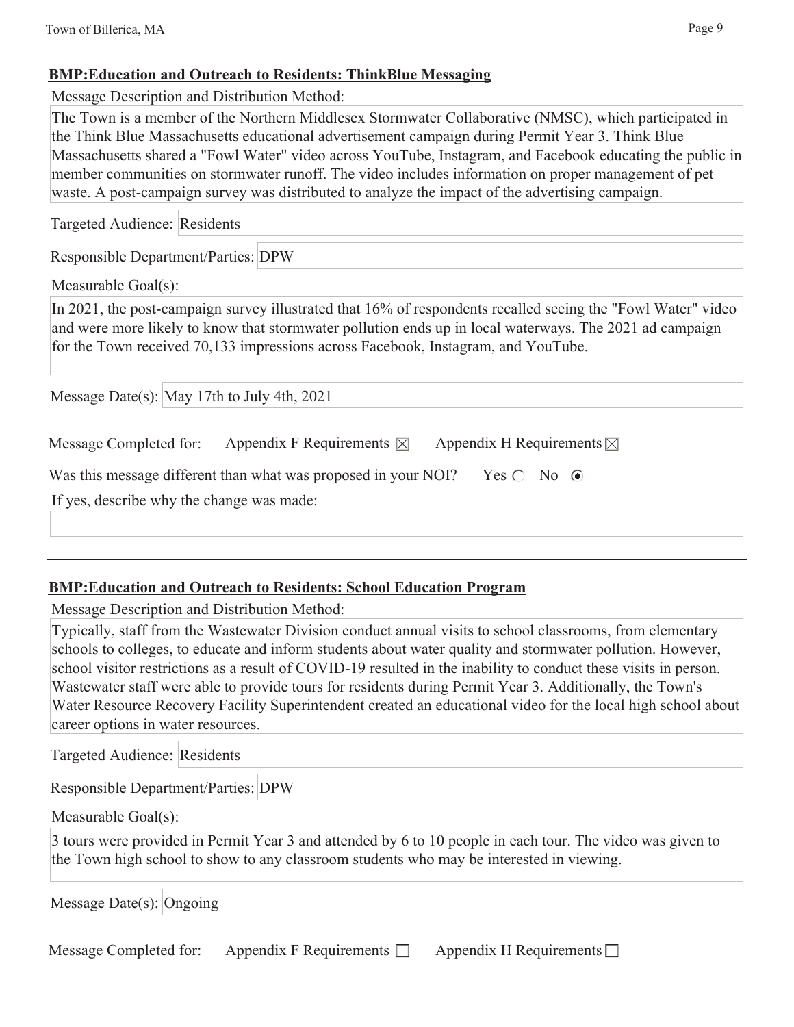### BMP:Education and Outreach to Residents: ThinkBlue Messaging

Message Description and Distribution Method:

The Town is a member of the Northern Middlesex Stormwater Collaborative (NMSC), which participated in the Think Blue Massachusetts educational advertisement campaign during Permit Year 3. Think Blue Massachusetts shared a "Fowl Water" video across YouTube, Instagram, and Facebook educating the public in member communities on stormwater runoff. The video includes information on proper management of pet waste. A post-campaign survey was distributed to analyze the impact of the advertising campaign.

Targeted Audience: Residents

Responsible Department/Parties: DPW

Measurable Goal(s):

In 2021, the post-campaign survey illustrated that 16% of respondents recalled seeing the "Fowl Water" video and were more likely to know that stormwater pollution ends up in local waterways. The 2021 ad campaign for the Town received 70,133 impressions across Facebook, Instagram, and YouTube.

Message Date(s): May 17th to July 4th, 2021

Message Completed for: Appendix F Requirements ☒ Appendix H Requirements ☒

Was this message different than what was proposed in your NOI? Yes ○ No ◉

If yes, describe why the change was made:

---

### BMP:Education and Outreach to Residents: School Education Program

Message Description and Distribution Method:

Typically, staff from the Wastewater Division conduct annual visits to school classrooms, from elementary schools to colleges, to educate and inform students about water quality and stormwater pollution. However, school visitor restrictions as a result of COVID-19 resulted in the inability to conduct these visits in person. Wastewater staff were able to provide tours for residents during Permit Year 3. Additionally, the Town's Water Resource Recovery Facility Superintendent created an educational video for the local high school about career options in water resources.

Targeted Audience: Residents

Responsible Department/Parties: DPW

Measurable Goal(s):

3 tours were provided in Permit Year 3 and attended by 6 to 10 people in each tour. The video was given to the Town high school to show to any classroom students who may be interested in viewing.

Message Date(s): Ongoing

Message Completed for: Appendix F Requirements ☐ Appendix H Requirements ☐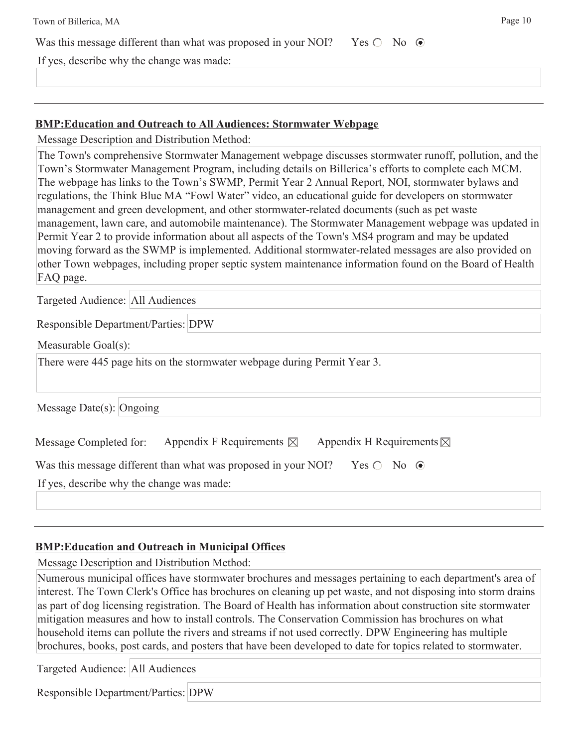Was this message different than what was proposed in your NOI? Yes ○ No ◉

If yes, describe why the change was made:

---

**BMP:Education and Outreach to All Audiences: Stormwater Webpage**

Message Description and Distribution Method:

The Town's comprehensive Stormwater Management webpage discusses stormwater runoff, pollution, and the Town's Stormwater Management Program, including details on Billerica's efforts to complete each MCM. The webpage has links to the Town's SWMP, Permit Year 2 Annual Report, NOI, stormwater bylaws and regulations, the Think Blue MA "Fowl Water" video, an educational guide for developers on stormwater management and green development, and other stormwater-related documents (such as pet waste management, lawn care, and automobile maintenance). The Stormwater Management webpage was updated in Permit Year 2 to provide information about all aspects of the Town's MS4 program and may be updated moving forward as the SWMP is implemented. Additional stormwater-related messages are also provided on other Town webpages, including proper septic system maintenance information found on the Board of Health FAQ page.

Targeted Audience: All Audiences

Responsible Department/Parties: DPW

Measurable Goal(s):

There were 445 page hits on the stormwater webpage during Permit Year 3.

Message Date(s): Ongoing

Message Completed for: Appendix F Requirements ☒ Appendix H Requirements ☒

Was this message different than what was proposed in your NOI? Yes ○ No ◉

If yes, describe why the change was made:

---

**BMP:Education and Outreach in Municipal Offices**

Message Description and Distribution Method:

Numerous municipal offices have stormwater brochures and messages pertaining to each department's area of interest. The Town Clerk's Office has brochures on cleaning up pet waste, and not disposing into storm drains as part of dog licensing registration. The Board of Health has information about construction site stormwater mitigation measures and how to install controls. The Conservation Commission has brochures on what household items can pollute the rivers and streams if not used correctly. DPW Engineering has multiple brochures, books, post cards, and posters that have been developed to date for topics related to stormwater.

Targeted Audience: All Audiences

Responsible Department/Parties: DPW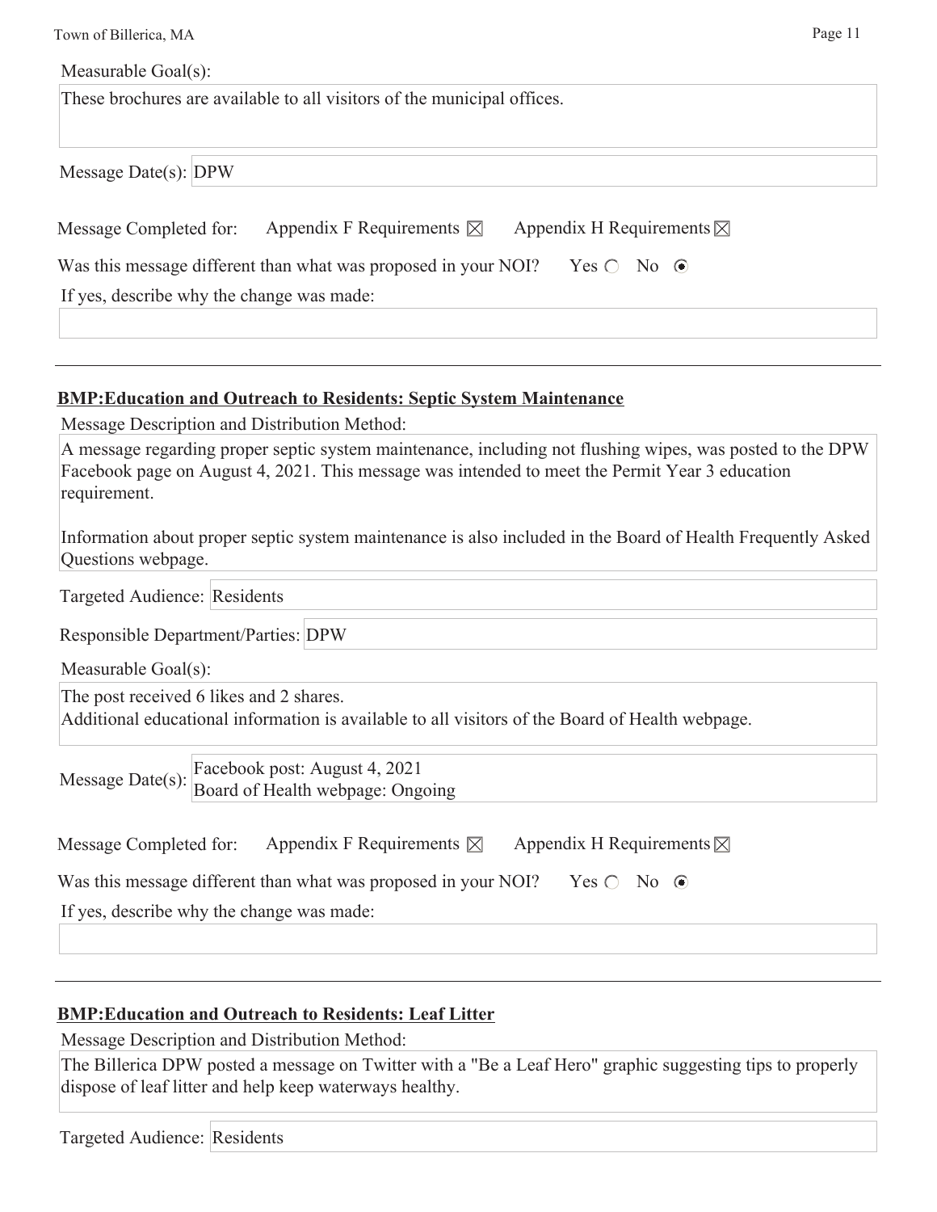Measurable Goal(s):

These brochures are available to all visitors of the municipal offices.

Message Date(s): DPW

Message Completed for: Appendix F Requirements ☒ Appendix H Requirements ☒

Was this message different than what was proposed in your NOI? Yes ○ No ◉

If yes, describe why the change was made:

---

**BMP:Education and Outreach to Residents: Septic System Maintenance**

Message Description and Distribution Method:

A message regarding proper septic system maintenance, including not flushing wipes, was posted to the DPW Facebook page on August 4, 2021. This message was intended to meet the Permit Year 3 education requirement.

Information about proper septic system maintenance is also included in the Board of Health Frequently Asked Questions webpage.

Targeted Audience: Residents

Responsible Department/Parties: DPW

Measurable Goal(s):

The post received 6 likes and 2 shares.
Additional educational information is available to all visitors of the Board of Health webpage.

Message Date(s): Facebook post: August 4, 2021
Board of Health webpage: Ongoing

Message Completed for: Appendix F Requirements ☒ Appendix H Requirements ☒

Was this message different than what was proposed in your NOI? Yes ○ No ◉

If yes, describe why the change was made:

---

**BMP:Education and Outreach to Residents: Leaf Litter**

Message Description and Distribution Method:

The Billerica DPW posted a message on Twitter with a "Be a Leaf Hero" graphic suggesting tips to properly dispose of leaf litter and help keep waterways healthy.

Targeted Audience: Residents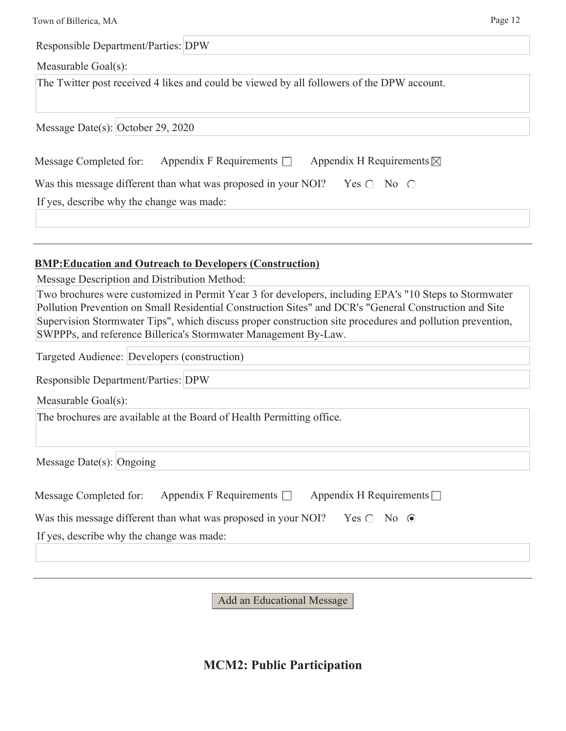Responsible Department/Parties: DPW

Measurable Goal(s):

The Twitter post received 4 likes and could be viewed by all followers of the DPW account.

Message Date(s): October 29, 2020

Message Completed for: Appendix F Requirements ☐ Appendix H Requirements ☒

Was this message different than what was proposed in your NOI? Yes ○ No ○

If yes, describe why the change was made:

---

**BMP:Education and Outreach to Developers (Construction)**

Message Description and Distribution Method:

Two brochures were customized in Permit Year 3 for developers, including EPA's "10 Steps to Stormwater Pollution Prevention on Small Residential Construction Sites" and DCR's "General Construction and Site Supervision Stormwater Tips", which discuss proper construction site procedures and pollution prevention, SWPPPs, and reference Billerica's Stormwater Management By-Law.

Targeted Audience: Developers (construction)

Responsible Department/Parties: DPW

Measurable Goal(s):

The brochures are available at the Board of Health Permitting office.

Message Date(s): Ongoing

Message Completed for: Appendix F Requirements ☐ Appendix H Requirements ☐

Was this message different than what was proposed in your NOI? Yes ○ No ◉

If yes, describe why the change was made:

---

Add an Educational Message

## MCM2: Public Participation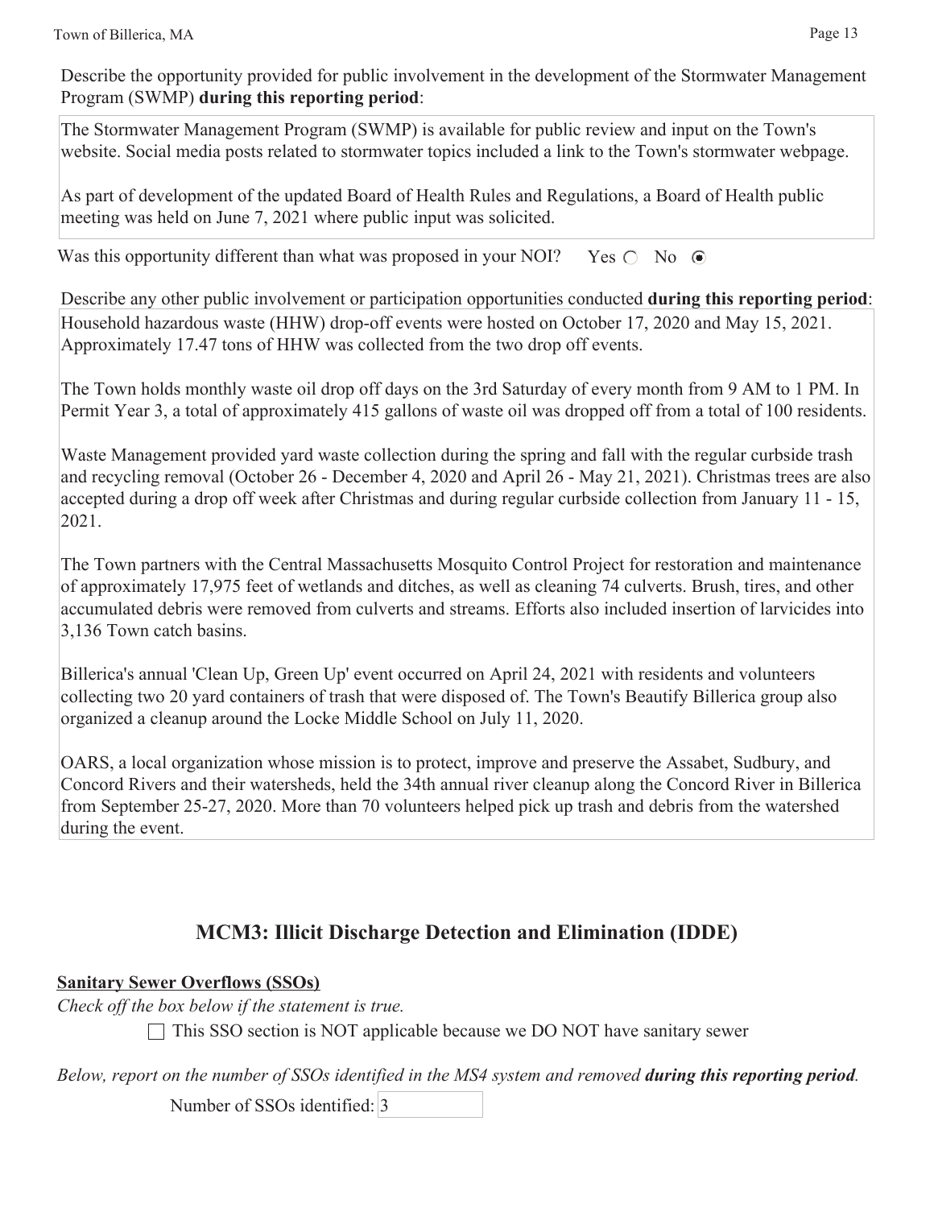Describe the opportunity provided for public involvement in the development of the Stormwater Management Program (SWMP) **during this reporting period**:

The Stormwater Management Program (SWMP) is available for public review and input on the Town's website. Social media posts related to stormwater topics included a link to the Town's stormwater webpage.

As part of development of the updated Board of Health Rules and Regulations, a Board of Health public meeting was held on June 7, 2021 where public input was solicited.

Was this opportunity different than what was proposed in your NOI? Yes ○ No ◉

Describe any other public involvement or participation opportunities conducted **during this reporting period**:

Household hazardous waste (HHW) drop-off events were hosted on October 17, 2020 and May 15, 2021. Approximately 17.47 tons of HHW was collected from the two drop off events.

The Town holds monthly waste oil drop off days on the 3rd Saturday of every month from 9 AM to 1 PM. In Permit Year 3, a total of approximately 415 gallons of waste oil was dropped off from a total of 100 residents.

Waste Management provided yard waste collection during the spring and fall with the regular curbside trash and recycling removal (October 26 - December 4, 2020 and April 26 - May 21, 2021). Christmas trees are also accepted during a drop off week after Christmas and during regular curbside collection from January 11 - 15, 2021.

The Town partners with the Central Massachusetts Mosquito Control Project for restoration and maintenance of approximately 17,975 feet of wetlands and ditches, as well as cleaning 74 culverts. Brush, tires, and other accumulated debris were removed from culverts and streams. Efforts also included insertion of larvicides into 3,136 Town catch basins.

Billerica's annual 'Clean Up, Green Up' event occurred on April 24, 2021 with residents and volunteers collecting two 20 yard containers of trash that were disposed of. The Town's Beautify Billerica group also organized a cleanup around the Locke Middle School on July 11, 2020.

OARS, a local organization whose mission is to protect, improve and preserve the Assabet, Sudbury, and Concord Rivers and their watersheds, held the 34th annual river cleanup along the Concord River in Billerica from September 25-27, 2020. More than 70 volunteers helped pick up trash and debris from the watershed during the event.

## MCM3: Illicit Discharge Detection and Elimination (IDDE)

**Sanitary Sewer Overflows (SSOs)**

*Check off the box below if the statement is true.*

☐ This SSO section is NOT applicable because we DO NOT have sanitary sewer

*Below, report on the number of SSOs identified in the MS4 system and removed **during this reporting period**.*

Number of SSOs identified: 3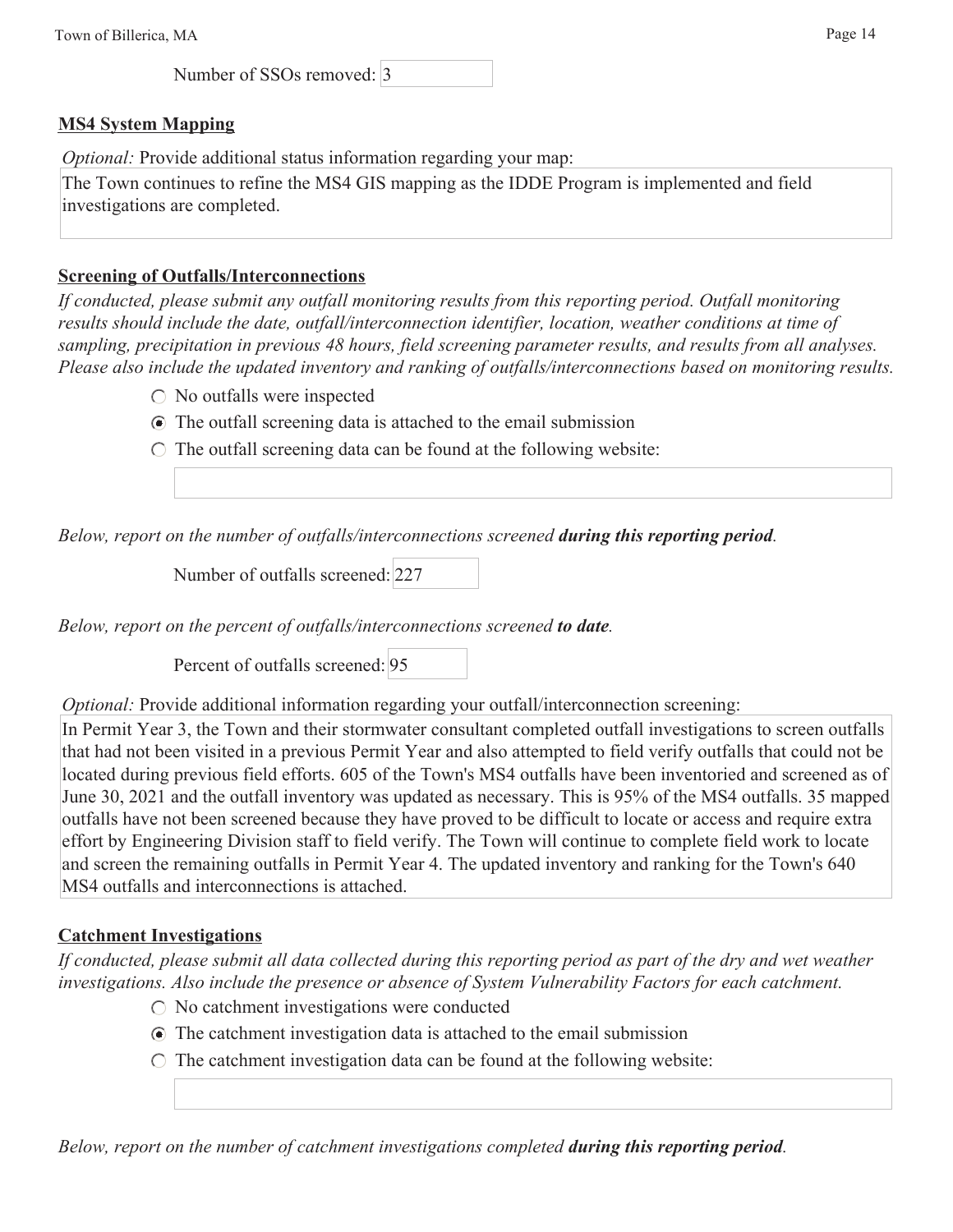Number of SSOs removed: 3

**MS4 System Mapping**

*Optional:* Provide additional status information regarding your map:

The Town continues to refine the MS4 GIS mapping as the IDDE Program is implemented and field investigations are completed.

**Screening of Outfalls/Interconnections**

*If conducted, please submit any outfall monitoring results from this reporting period. Outfall monitoring results should include the date, outfall/interconnection identifier, location, weather conditions at time of sampling, precipitation in previous 48 hours, field screening parameter results, and results from all analyses. Please also include the updated inventory and ranking of outfalls/interconnections based on monitoring results.*

- ○ No outfalls were inspected
- ◉ The outfall screening data is attached to the email submission
- ○ The outfall screening data can be found at the following website:

*Below, report on the number of outfalls/interconnections screened* ***during this reporting period****.*

Number of outfalls screened: 227

*Below, report on the percent of outfalls/interconnections screened* ***to date****.*

Percent of outfalls screened: 95

*Optional:* Provide additional information regarding your outfall/interconnection screening:

In Permit Year 3, the Town and their stormwater consultant completed outfall investigations to screen outfalls that had not been visited in a previous Permit Year and also attempted to field verify outfalls that could not be located during previous field efforts. 605 of the Town's MS4 outfalls have been inventoried and screened as of June 30, 2021 and the outfall inventory was updated as necessary. This is 95% of the MS4 outfalls. 35 mapped outfalls have not been screened because they have proved to be difficult to locate or access and require extra effort by Engineering Division staff to field verify. The Town will continue to complete field work to locate and screen the remaining outfalls in Permit Year 4. The updated inventory and ranking for the Town's 640 MS4 outfalls and interconnections is attached.

**Catchment Investigations**

*If conducted, please submit all data collected during this reporting period as part of the dry and wet weather investigations. Also include the presence or absence of System Vulnerability Factors for each catchment.*

- ○ No catchment investigations were conducted
- ◉ The catchment investigation data is attached to the email submission
- ○ The catchment investigation data can be found at the following website:

*Below, report on the number of catchment investigations completed* ***during this reporting period****.*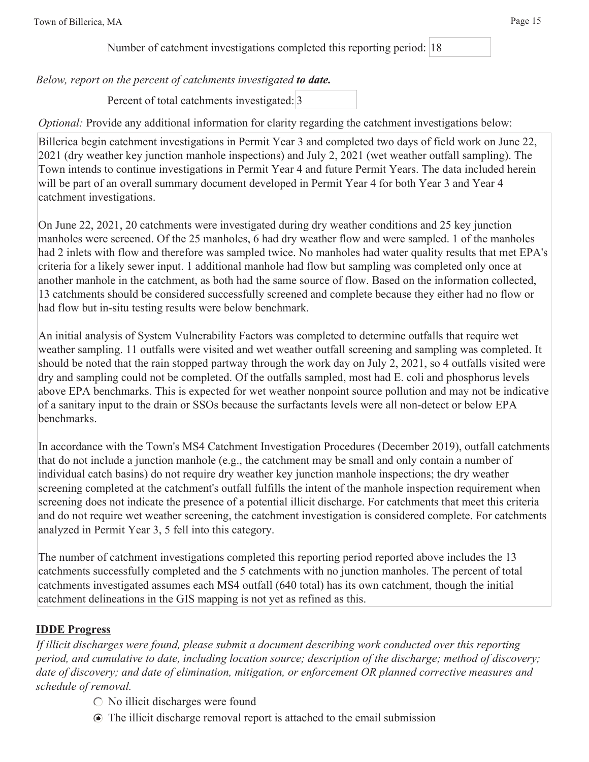Number of catchment investigations completed this reporting period: 18

*Below, report on the percent of catchments investigated **to date.***

Percent of total catchments investigated: 3

*Optional:* Provide any additional information for clarity regarding the catchment investigations below:

Billerica begin catchment investigations in Permit Year 3 and completed two days of field work on June 22, 2021 (dry weather key junction manhole inspections) and July 2, 2021 (wet weather outfall sampling). The Town intends to continue investigations in Permit Year 4 and future Permit Years. The data included herein will be part of an overall summary document developed in Permit Year 4 for both Year 3 and Year 4 catchment investigations.

On June 22, 2021, 20 catchments were investigated during dry weather conditions and 25 key junction manholes were screened. Of the 25 manholes, 6 had dry weather flow and were sampled. 1 of the manholes had 2 inlets with flow and therefore was sampled twice. No manholes had water quality results that met EPA's criteria for a likely sewer input. 1 additional manhole had flow but sampling was completed only once at another manhole in the catchment, as both had the same source of flow. Based on the information collected, 13 catchments should be considered successfully screened and complete because they either had no flow or had flow but in-situ testing results were below benchmark.

An initial analysis of System Vulnerability Factors was completed to determine outfalls that require wet weather sampling. 11 outfalls were visited and wet weather outfall screening and sampling was completed. It should be noted that the rain stopped partway through the work day on July 2, 2021, so 4 outfalls visited were dry and sampling could not be completed. Of the outfalls sampled, most had E. coli and phosphorus levels above EPA benchmarks. This is expected for wet weather nonpoint source pollution and may not be indicative of a sanitary input to the drain or SSOs because the surfactants levels were all non-detect or below EPA benchmarks.

In accordance with the Town's MS4 Catchment Investigation Procedures (December 2019), outfall catchments that do not include a junction manhole (e.g., the catchment may be small and only contain a number of individual catch basins) do not require dry weather key junction manhole inspections; the dry weather screening completed at the catchment's outfall fulfills the intent of the manhole inspection requirement when screening does not indicate the presence of a potential illicit discharge. For catchments that meet this criteria and do not require wet weather screening, the catchment investigation is considered complete. For catchments analyzed in Permit Year 3, 5 fell into this category.

The number of catchment investigations completed this reporting period reported above includes the 13 catchments successfully completed and the 5 catchments with no junction manholes. The percent of total catchments investigated assumes each MS4 outfall (640 total) has its own catchment, though the initial catchment delineations in the GIS mapping is not yet as refined as this.

## IDDE Progress

*If illicit discharges were found, please submit a document describing work conducted over this reporting period, and cumulative to date, including location source; description of the discharge; method of discovery; date of discovery; and date of elimination, mitigation, or enforcement OR planned corrective measures and schedule of removal.*

- ○ No illicit discharges were found
- ◉ The illicit discharge removal report is attached to the email submission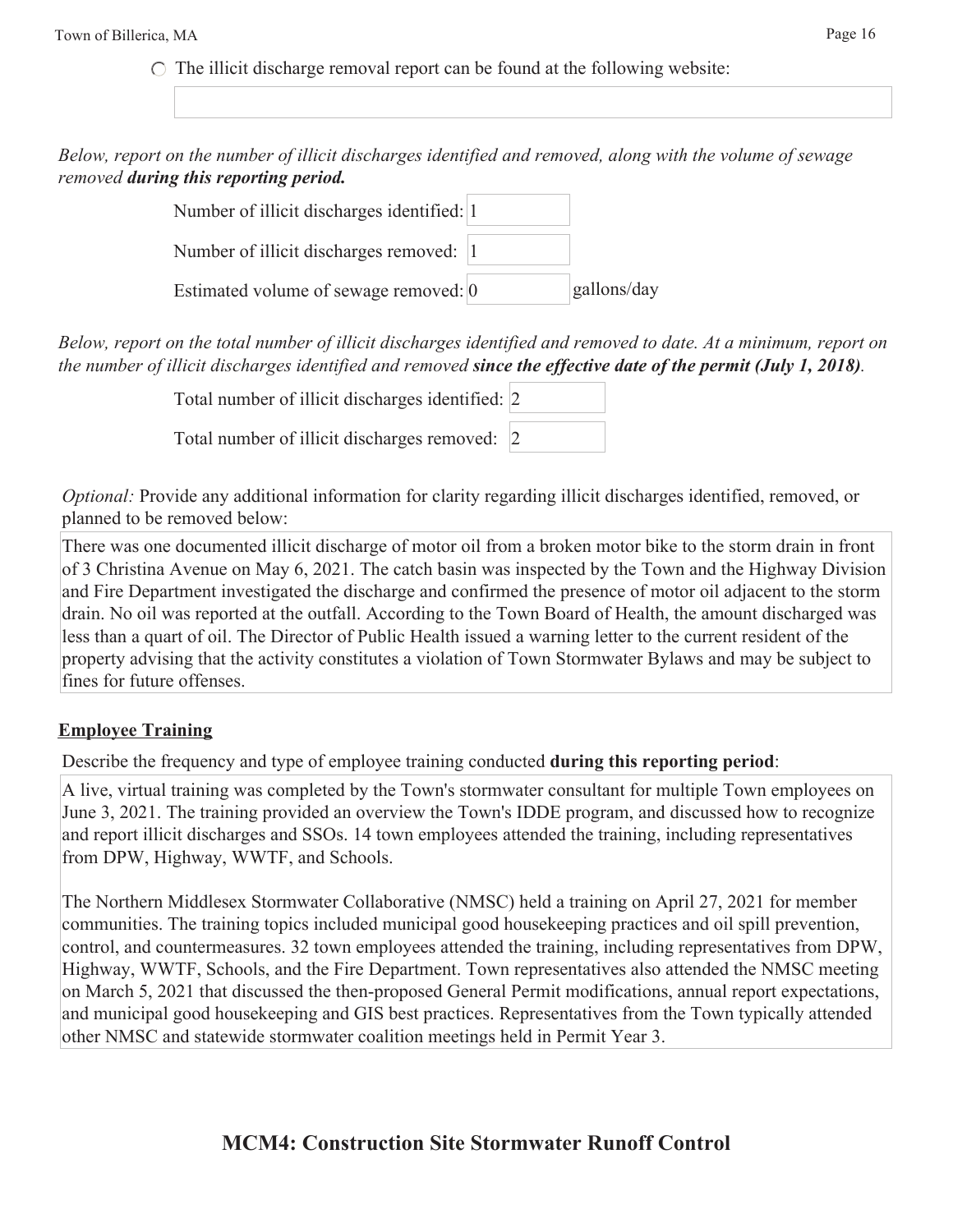○ The illicit discharge removal report can be found at the following website:

*Below, report on the number of illicit discharges identified and removed, along with the volume of sewage removed **during this reporting period.***

Number of illicit discharges identified: 1

Number of illicit discharges removed: 1

Estimated volume of sewage removed: 0 gallons/day

*Below, report on the total number of illicit discharges identified and removed to date. At a minimum, report on the number of illicit discharges identified and removed **since the effective date of the permit (July 1, 2018)**.*

Total number of illicit discharges identified: 2

Total number of illicit discharges removed: 2

*Optional:* Provide any additional information for clarity regarding illicit discharges identified, removed, or planned to be removed below:

There was one documented illicit discharge of motor oil from a broken motor bike to the storm drain in front of 3 Christina Avenue on May 6, 2021. The catch basin was inspected by the Town and the Highway Division and Fire Department investigated the discharge and confirmed the presence of motor oil adjacent to the storm drain. No oil was reported at the outfall. According to the Town Board of Health, the amount discharged was less than a quart of oil. The Director of Public Health issued a warning letter to the current resident of the property advising that the activity constitutes a violation of Town Stormwater Bylaws and may be subject to fines for future offenses.

**Employee Training**

Describe the frequency and type of employee training conducted **during this reporting period**:

A live, virtual training was completed by the Town's stormwater consultant for multiple Town employees on June 3, 2021. The training provided an overview the Town's IDDE program, and discussed how to recognize and report illicit discharges and SSOs. 14 town employees attended the training, including representatives from DPW, Highway, WWTF, and Schools.

The Northern Middlesex Stormwater Collaborative (NMSC) held a training on April 27, 2021 for member communities. The training topics included municipal good housekeeping practices and oil spill prevention, control, and countermeasures. 32 town employees attended the training, including representatives from DPW, Highway, WWTF, Schools, and the Fire Department. Town representatives also attended the NMSC meeting on March 5, 2021 that discussed the then-proposed General Permit modifications, annual report expectations, and municipal good housekeeping and GIS best practices. Representatives from the Town typically attended other NMSC and statewide stormwater coalition meetings held in Permit Year 3.

## MCM4: Construction Site Stormwater Runoff Control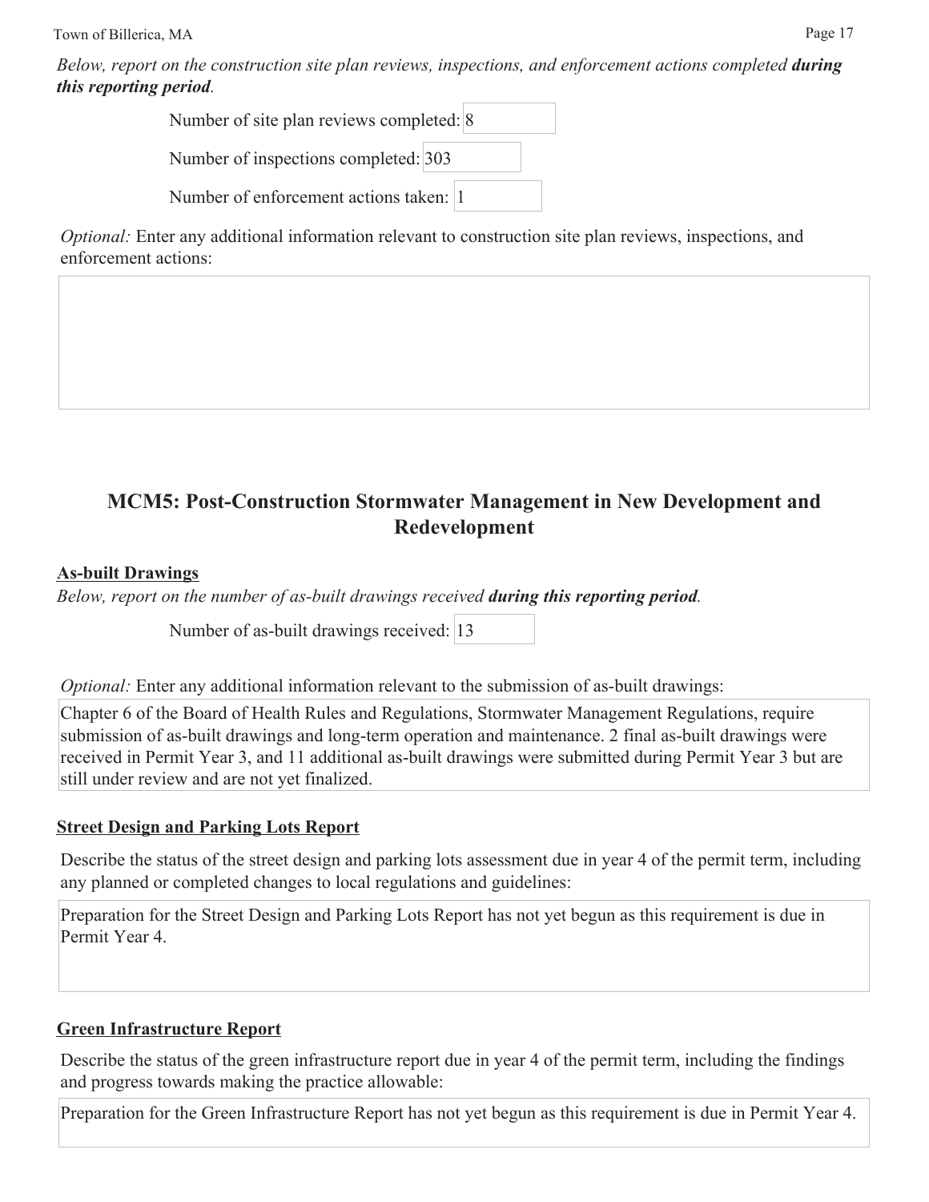*Below, report on the construction site plan reviews, inspections, and enforcement actions completed **during this reporting period**.*

Number of site plan reviews completed: 8

Number of inspections completed: 303

Number of enforcement actions taken: 1

*Optional:* Enter any additional information relevant to construction site plan reviews, inspections, and enforcement actions:

## MCM5: Post-Construction Stormwater Management in New Development and Redevelopment

### As-built Drawings

*Below, report on the number of as-built drawings received **during this reporting period**.*

Number of as-built drawings received: 13

*Optional:* Enter any additional information relevant to the submission of as-built drawings:

Chapter 6 of the Board of Health Rules and Regulations, Stormwater Management Regulations, require submission of as-built drawings and long-term operation and maintenance. 2 final as-built drawings were received in Permit Year 3, and 11 additional as-built drawings were submitted during Permit Year 3 but are still under review and are not yet finalized.

### Street Design and Parking Lots Report

Describe the status of the street design and parking lots assessment due in year 4 of the permit term, including any planned or completed changes to local regulations and guidelines:

Preparation for the Street Design and Parking Lots Report has not yet begun as this requirement is due in Permit Year 4.

### Green Infrastructure Report

Describe the status of the green infrastructure report due in year 4 of the permit term, including the findings and progress towards making the practice allowable:

Preparation for the Green Infrastructure Report has not yet begun as this requirement is due in Permit Year 4.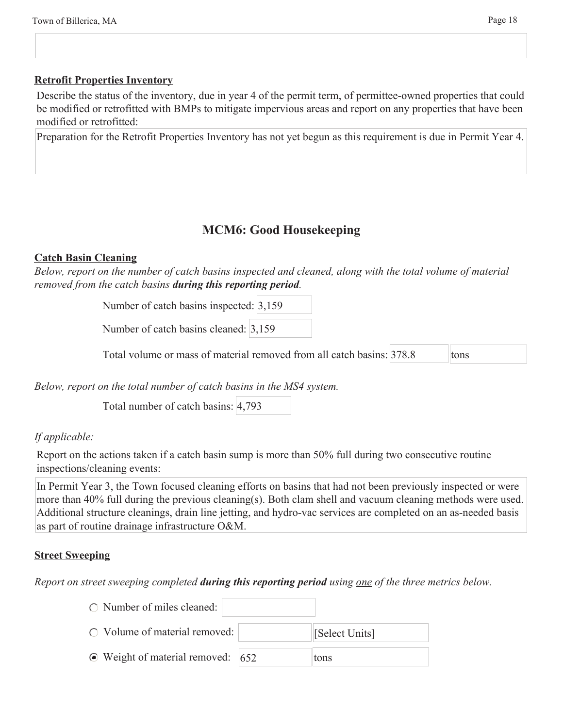**Retrofit Properties Inventory**

Describe the status of the inventory, due in year 4 of the permit term, of permittee-owned properties that could be modified or retrofitted with BMPs to mitigate impervious areas and report on any properties that have been modified or retrofitted:

Preparation for the Retrofit Properties Inventory has not yet begun as this requirement is due in Permit Year 4.

## MCM6: Good Housekeeping

**Catch Basin Cleaning**

*Below, report on the number of catch basins inspected and cleaned, along with the total volume of material removed from the catch basins **during this reporting period**.*

Number of catch basins inspected: 3,159

Number of catch basins cleaned: 3,159

Total volume or mass of material removed from all catch basins: 378.8 tons

*Below, report on the total number of catch basins in the MS4 system.*

Total number of catch basins: 4,793

*If applicable:*

Report on the actions taken if a catch basin sump is more than 50% full during two consecutive routine inspections/cleaning events:

In Permit Year 3, the Town focused cleaning efforts on basins that had not been previously inspected or were more than 40% full during the previous cleaning(s). Both clam shell and vacuum cleaning methods were used. Additional structure cleanings, drain line jetting, and hydro-vac services are completed on an as-needed basis as part of routine drainage infrastructure O&M.

**Street Sweeping**

*Report on street sweeping completed **during this reporting period** using one of the three metrics below.*

- ○ Number of miles cleaned:
- ○ Volume of material removed: [Select Units]
- ◉ Weight of material removed: 652 tons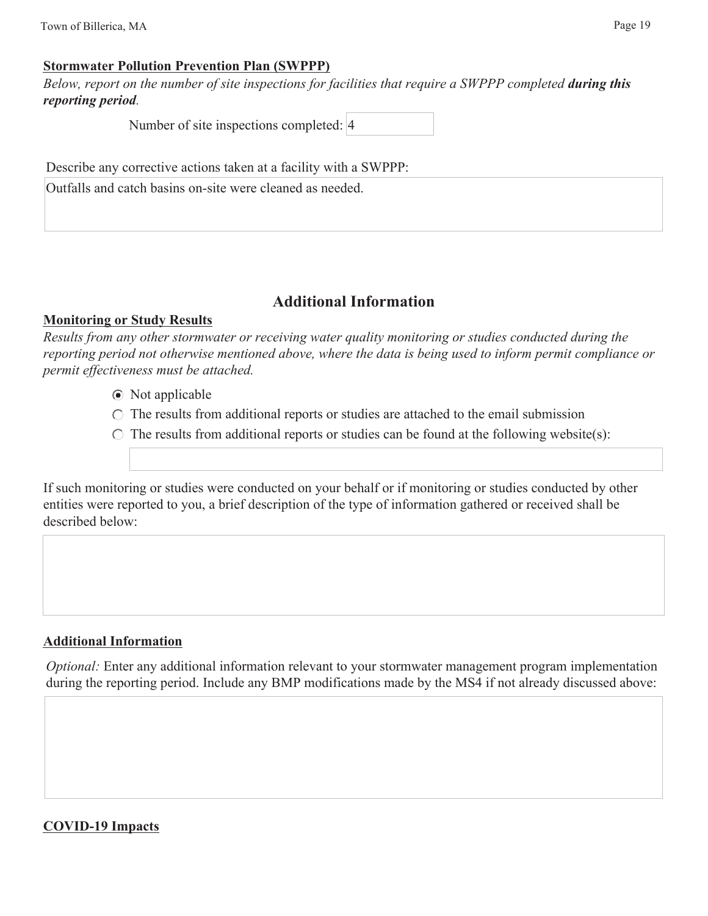**Stormwater Pollution Prevention Plan (SWPPP)**

*Below, report on the number of site inspections for facilities that require a SWPPP completed **during this reporting period**.*

Number of site inspections completed: 4

Describe any corrective actions taken at a facility with a SWPPP:

Outfalls and catch basins on-site were cleaned as needed.

## Additional Information

**Monitoring or Study Results**

*Results from any other stormwater or receiving water quality monitoring or studies conducted during the reporting period not otherwise mentioned above, where the data is being used to inform permit compliance or permit effectiveness must be attached.*

- (●) Not applicable
- ( ) The results from additional reports or studies are attached to the email submission
- ( ) The results from additional reports or studies can be found at the following website(s):

If such monitoring or studies were conducted on your behalf or if monitoring or studies conducted by other entities were reported to you, a brief description of the type of information gathered or received shall be described below:

**Additional Information**

*Optional:* Enter any additional information relevant to your stormwater management program implementation during the reporting period. Include any BMP modifications made by the MS4 if not already discussed above:

**COVID-19 Impacts**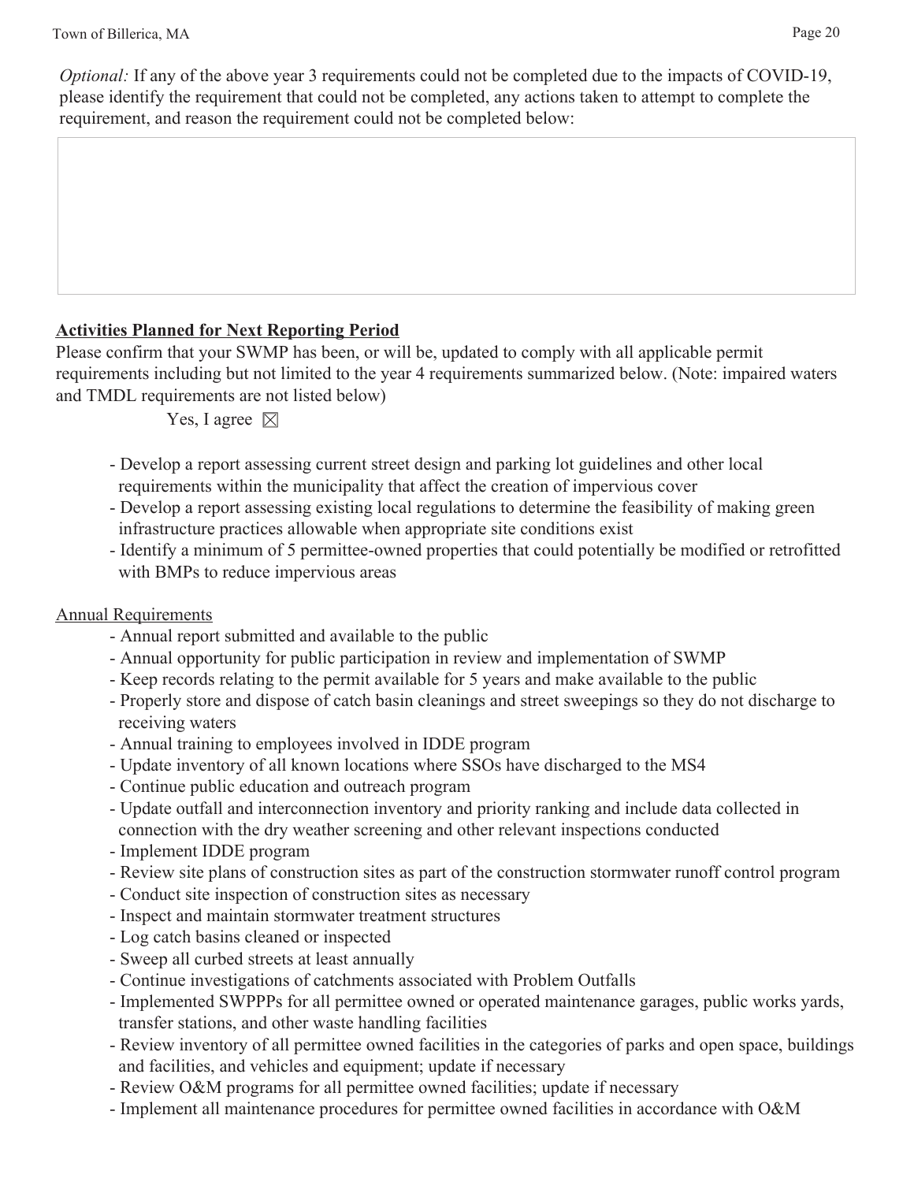*Optional:* If any of the above year 3 requirements could not be completed due to the impacts of COVID-19, please identify the requirement that could not be completed, any actions taken to attempt to complete the requirement, and reason the requirement could not be completed below:

**Activities Planned for Next Reporting Period**

Please confirm that your SWMP has been, or will be, updated to comply with all applicable permit requirements including but not limited to the year 4 requirements summarized below. (Note: impaired waters and TMDL requirements are not listed below)

Yes, I agree ☒

- Develop a report assessing current street design and parking lot guidelines and other local requirements within the municipality that affect the creation of impervious cover
- Develop a report assessing existing local regulations to determine the feasibility of making green infrastructure practices allowable when appropriate site conditions exist
- Identify a minimum of 5 permittee-owned properties that could potentially be modified or retrofitted with BMPs to reduce impervious areas

Annual Requirements

- Annual report submitted and available to the public
- Annual opportunity for public participation in review and implementation of SWMP
- Keep records relating to the permit available for 5 years and make available to the public
- Properly store and dispose of catch basin cleanings and street sweepings so they do not discharge to receiving waters
- Annual training to employees involved in IDDE program
- Update inventory of all known locations where SSOs have discharged to the MS4
- Continue public education and outreach program
- Update outfall and interconnection inventory and priority ranking and include data collected in connection with the dry weather screening and other relevant inspections conducted
- Implement IDDE program
- Review site plans of construction sites as part of the construction stormwater runoff control program
- Conduct site inspection of construction sites as necessary
- Inspect and maintain stormwater treatment structures
- Log catch basins cleaned or inspected
- Sweep all curbed streets at least annually
- Continue investigations of catchments associated with Problem Outfalls
- Implemented SWPPPs for all permittee owned or operated maintenance garages, public works yards, transfer stations, and other waste handling facilities
- Review inventory of all permittee owned facilities in the categories of parks and open space, buildings and facilities, and vehicles and equipment; update if necessary
- Review O&M programs for all permittee owned facilities; update if necessary
- Implement all maintenance procedures for permittee owned facilities in accordance with O&M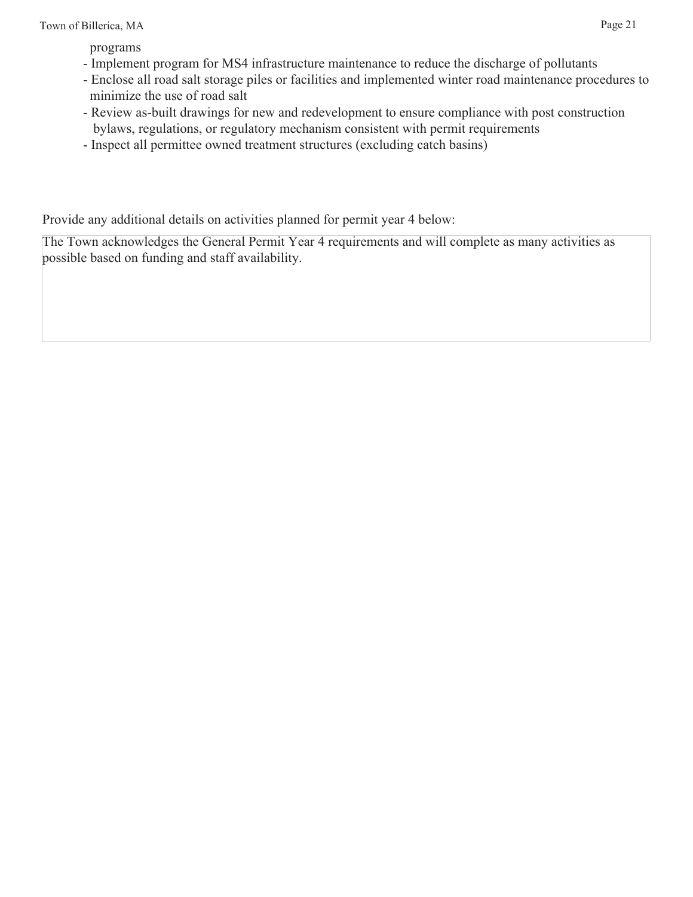programs
- Implement program for MS4 infrastructure maintenance to reduce the discharge of pollutants
- Enclose all road salt storage piles or facilities and implemented winter road maintenance procedures to minimize the use of road salt
- Review as-built drawings for new and redevelopment to ensure compliance with post construction bylaws, regulations, or regulatory mechanism consistent with permit requirements
- Inspect all permittee owned treatment structures (excluding catch basins)

Provide any additional details on activities planned for permit year 4 below:

The Town acknowledges the General Permit Year 4 requirements and will complete as many activities as possible based on funding and staff availability.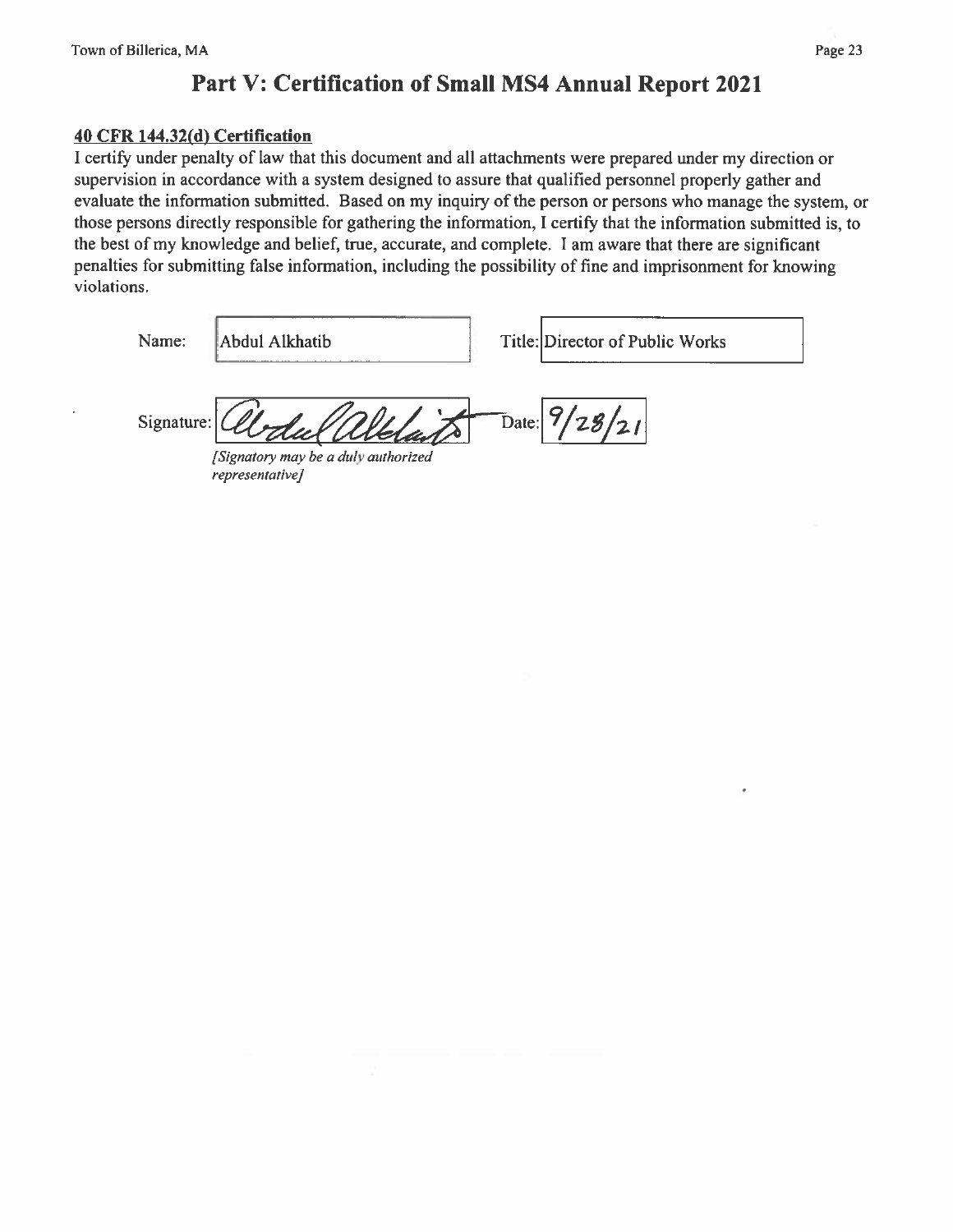# Part V: Certification of Small MS4 Annual Report 2021

**40 CFR 144.32(d) Certification**

I certify under penalty of law that this document and all attachments were prepared under my direction or supervision in accordance with a system designed to assure that qualified personnel properly gather and evaluate the information submitted. Based on my inquiry of the person or persons who manage the system, or those persons directly responsible for gathering the information, I certify that the information submitted is, to the best of my knowledge and belief, true, accurate, and complete. I am aware that there are significant penalties for submitting false information, including the possibility of fine and imprisonment for knowing violations.

Name: Abdul Alkhatib

Title: Director of Public Works

Signature: Abdul Alkhatib

*[Signatory may be a duly authorized representative]*

Date: 9/28/21